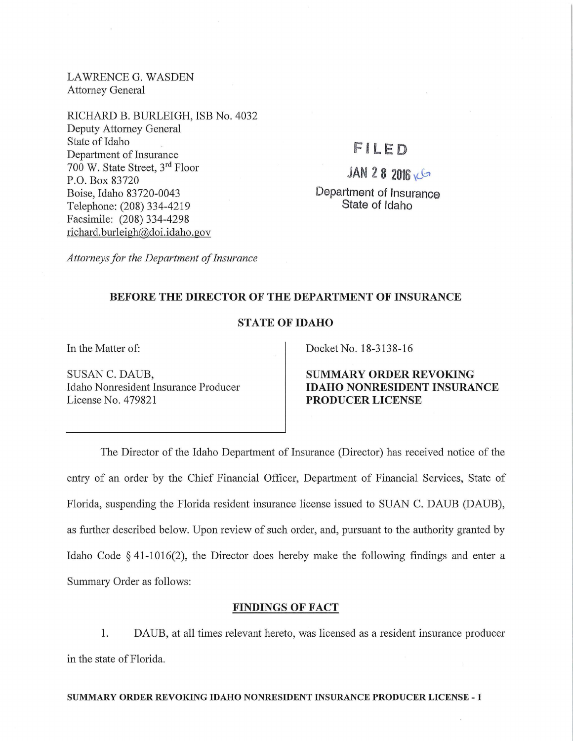LAWRENCE G. WASDEN
Attorney General

RICHARD B. BURLEIGH, ISB No. 4032
Deputy Attorney General
State of Idaho
Department of Insurance
700 W. State Street, 3rd Floor
P.O. Box 83720
Boise, Idaho 83720-0043
Telephone: (208) 334-4219
Facsimile: (208) 334-4298
richard.burleigh@doi.idaho.gov

*Attorneys for the Department of Insurance*

FILED
JAN 28 2016
Department of Insurance
State of Idaho

**BEFORE THE DIRECTOR OF THE DEPARTMENT OF INSURANCE**

**STATE OF IDAHO**

In the Matter of:

SUSAN C. DAUB,
Idaho Nonresident Insurance Producer
License No. 479821

Docket No. 18-3138-16

**SUMMARY ORDER REVOKING IDAHO NONRESIDENT INSURANCE PRODUCER LICENSE**

The Director of the Idaho Department of Insurance (Director) has received notice of the entry of an order by the Chief Financial Officer, Department of Financial Services, State of Florida, suspending the Florida resident insurance license issued to SUAN C. DAUB (DAUB), as further described below. Upon review of such order, and, pursuant to the authority granted by Idaho Code § 41-1016(2), the Director does hereby make the following findings and enter a Summary Order as follows:

## FINDINGS OF FACT

1. DAUB, at all times relevant hereto, was licensed as a resident insurance producer in the state of Florida.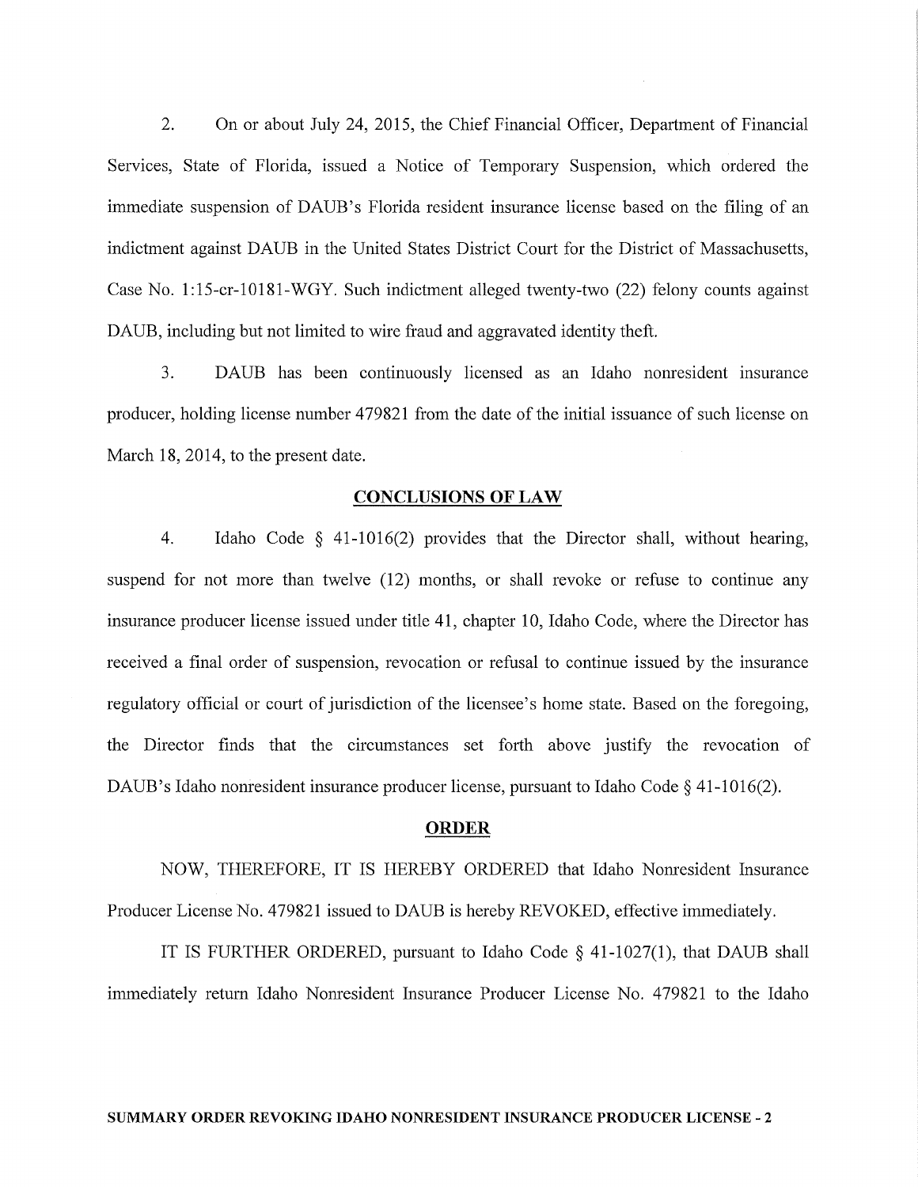2. On or about July 24, 2015, the Chief Financial Officer, Department of Financial Services, State of Florida, issued a Notice of Temporary Suspension, which ordered the immediate suspension of DAUB's Florida resident insurance license based on the filing of an indictment against DAUB in the United States District Court for the District of Massachusetts, Case No. 1:15-cr-10181-WGY. Such indictment alleged twenty-two (22) felony counts against DAUB, including but not limited to wire fraud and aggravated identity theft.

3. DAUB has been continuously licensed as an Idaho nonresident insurance producer, holding license number 479821 from the date of the initial issuance of such license on March 18, 2014, to the present date.

## CONCLUSIONS OF LAW

4. Idaho Code § 41-1016(2) provides that the Director shall, without hearing, suspend for not more than twelve (12) months, or shall revoke or refuse to continue any insurance producer license issued under title 41, chapter 10, Idaho Code, where the Director has received a final order of suspension, revocation or refusal to continue issued by the insurance regulatory official or court of jurisdiction of the licensee's home state. Based on the foregoing, the Director finds that the circumstances set forth above justify the revocation of DAUB's Idaho nonresident insurance producer license, pursuant to Idaho Code § 41-1016(2).

## ORDER

NOW, THEREFORE, IT IS HEREBY ORDERED that Idaho Nonresident Insurance Producer License No. 479821 issued to DAUB is hereby REVOKED, effective immediately.

IT IS FURTHER ORDERED, pursuant to Idaho Code § 41-1027(1), that DAUB shall immediately return Idaho Nonresident Insurance Producer License No. 479821 to the Idaho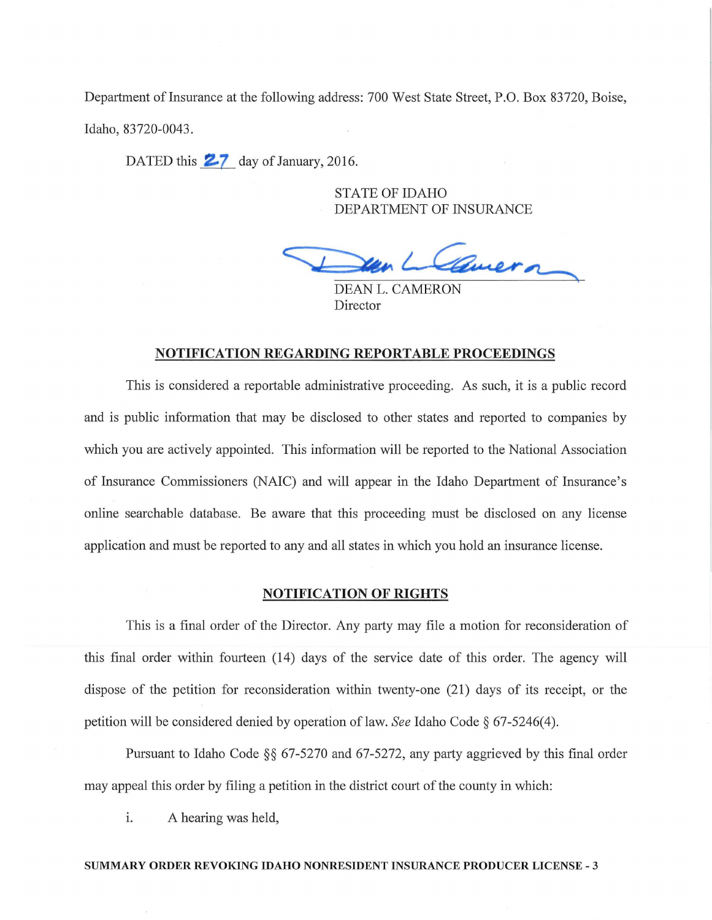Department of Insurance at the following address: 700 West State Street, P.O. Box 83720, Boise, Idaho, 83720-0043.

DATED this 27 day of January, 2016.

STATE OF IDAHO
DEPARTMENT OF INSURANCE

DEAN L. CAMERON
Director

**NOTIFICATION REGARDING REPORTABLE PROCEEDINGS**

This is considered a reportable administrative proceeding. As such, it is a public record and is public information that may be disclosed to other states and reported to companies by which you are actively appointed. This information will be reported to the National Association of Insurance Commissioners (NAIC) and will appear in the Idaho Department of Insurance's online searchable database. Be aware that this proceeding must be disclosed on any license application and must be reported to any and all states in which you hold an insurance license.

**NOTIFICATION OF RIGHTS**

This is a final order of the Director. Any party may file a motion for reconsideration of this final order within fourteen (14) days of the service date of this order. The agency will dispose of the petition for reconsideration within twenty-one (21) days of its receipt, or the petition will be considered denied by operation of law. *See* Idaho Code § 67-5246(4).

Pursuant to Idaho Code §§ 67-5270 and 67-5272, any party aggrieved by this final order may appeal this order by filing a petition in the district court of the county in which:

i. A hearing was held,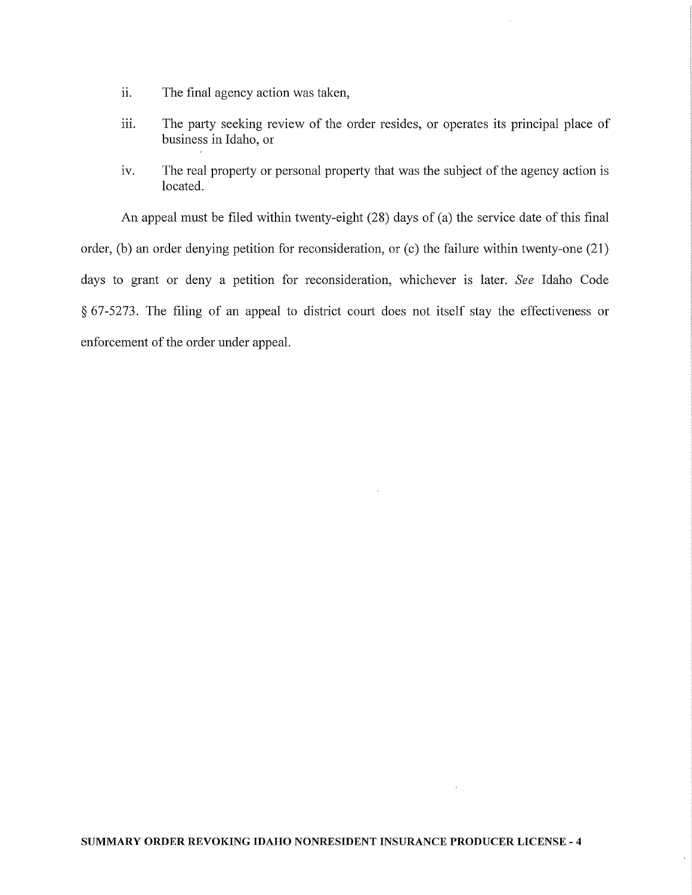ii. The final agency action was taken,

iii. The party seeking review of the order resides, or operates its principal place of business in Idaho, or

iv. The real property or personal property that was the subject of the agency action is located.

An appeal must be filed within twenty-eight (28) days of (a) the service date of this final order, (b) an order denying petition for reconsideration, or (c) the failure within twenty-one (21) days to grant or deny a petition for reconsideration, whichever is later. *See* Idaho Code § 67-5273. The filing of an appeal to district court does not itself stay the effectiveness or enforcement of the order under appeal.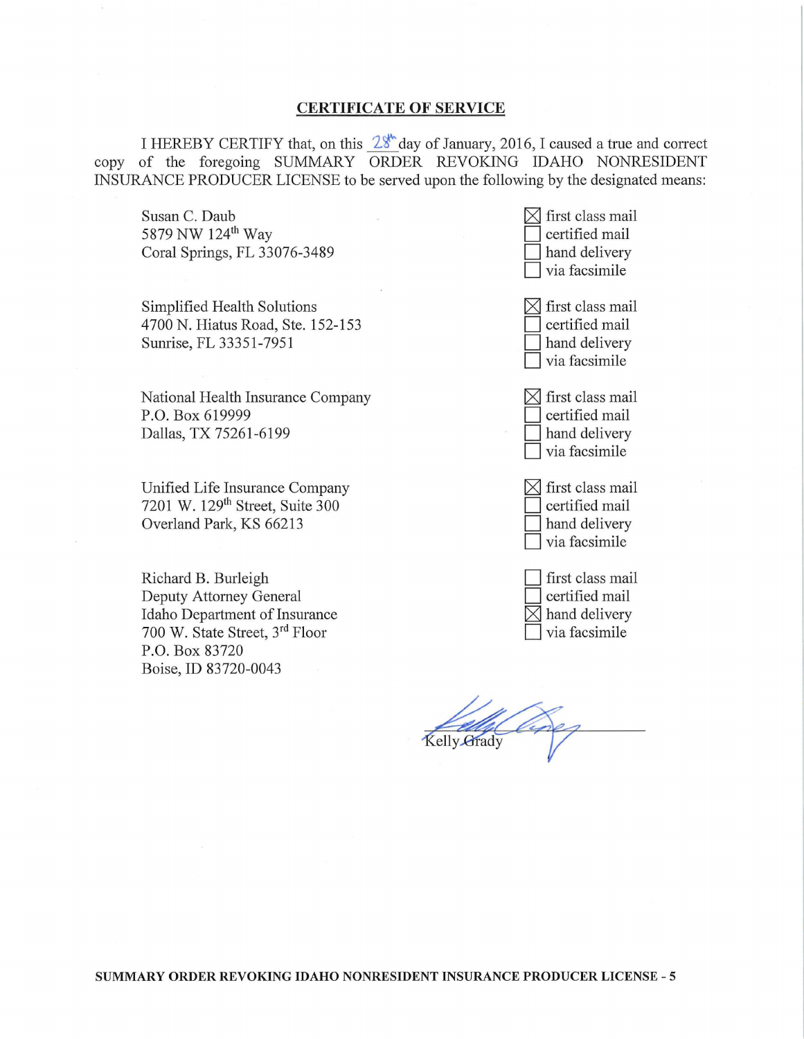## CERTIFICATE OF SERVICE

I HEREBY CERTIFY that, on this 28th day of January, 2016, I caused a true and correct copy of the foregoing SUMMARY ORDER REVOKING IDAHO NONRESIDENT INSURANCE PRODUCER LICENSE to be served upon the following by the designated means:

| | |
|---|---|
| Susan C. Daub<br>5879 NW 124th Way<br>Coral Springs, FL 33076-3489 | ☒ first class mail<br>☐ certified mail<br>☐ hand delivery<br>☐ via facsimile |
| Simplified Health Solutions<br>4700 N. Hiatus Road, Ste. 152-153<br>Sunrise, FL 33351-7951 | ☒ first class mail<br>☐ certified mail<br>☐ hand delivery<br>☐ via facsimile |
| National Health Insurance Company<br>P.O. Box 619999<br>Dallas, TX 75261-6199 | ☒ first class mail<br>☐ certified mail<br>☐ hand delivery<br>☐ via facsimile |
| Unified Life Insurance Company<br>7201 W. 129th Street, Suite 300<br>Overland Park, KS 66213 | ☒ first class mail<br>☐ certified mail<br>☐ hand delivery<br>☐ via facsimile |
| Richard B. Burleigh<br>Deputy Attorney General<br>Idaho Department of Insurance<br>700 W. State Street, 3rd Floor<br>P.O. Box 83720<br>Boise, ID 83720-0043 | ☐ first class mail<br>☐ certified mail<br>☒ hand delivery<br>☐ via facsimile |

Kelly Grady